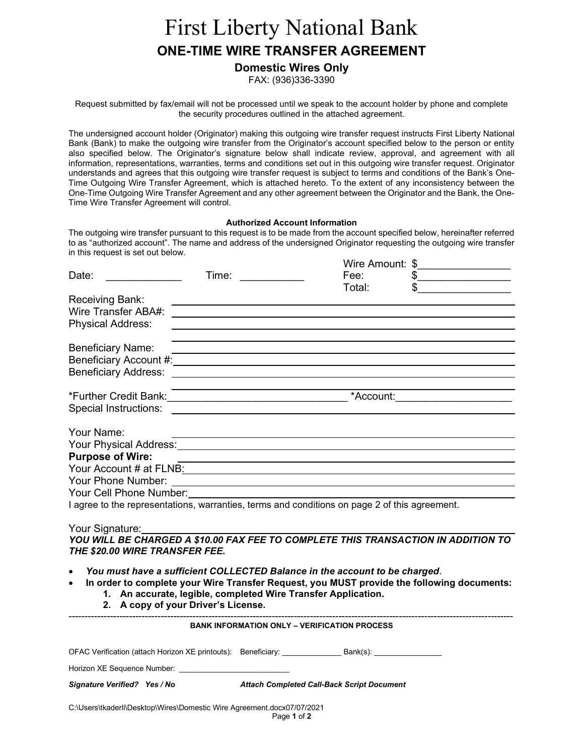# First Liberty National Bank

## ONE-TIME WIRE TRANSFER AGREEMENT

### Domestic Wires Only

FAX: (936)336-3390

Request submitted by fax/email will not be processed until we speak to the account holder by phone and complete the security procedures outlined in the attached agreement.

The undersigned account holder (Originator) making this outgoing wire transfer request instructs First Liberty National Bank (Bank) to make the outgoing wire transfer from the Originator's account specified below to the person or entity also specified below. The Originator's signature below shall indicate review, approval, and agreement with all information, representations, warranties, terms and conditions set out in this outgoing wire transfer request. Originator understands and agrees that this outgoing wire transfer request is subject to terms and conditions of the Bank's One-Time Outgoing Wire Transfer Agreement, which is attached hereto. To the extent of any inconsistency between the One-Time Outgoing Wire Transfer Agreement and any other agreement between the Originator and the Bank, the One-Time Wire Transfer Agreement will control.

**Authorized Account Information**

The outgoing wire transfer pursuant to this request is to be made from the account specified below, hereinafter referred to as "authorized account". The name and address of the undersigned Originator requesting the outgoing wire transfer in this request is set out below.

Date: _____________ Time: ___________

Wire Amount: $________________
Fee: $________________
Total: $________________

Receiving Bank: ________________________________________

Wire Transfer ABA#: ________________________________________

Physical Address: ________________________________________

________________________________________

Beneficiary Name: ________________________________________

Beneficiary Account #: ________________________________________

Beneficiary Address: ________________________________________

________________________________________

*Further Credit Bank: ______________________________ *Account: ____________________

Special Instructions: ________________________________________

Your Name: ________________________________________

Your Physical Address: ________________________________________

**Purpose of Wire:** ________________________________________

Your Account # at FLNB: ________________________________________

Your Phone Number: ________________________________________

Your Cell Phone Number: ________________________________________

I agree to the representations, warranties, terms and conditions on page 2 of this agreement.

Your Signature: ________________________________________

***YOU WILL BE CHARGED A $10.00 FAX FEE TO COMPLETE THIS TRANSACTION IN ADDITION TO THE $20.00 WIRE TRANSFER FEE.***

- ***You must have a sufficient COLLECTED Balance in the account to be charged***.
- **In order to complete your Wire Transfer Request, you MUST provide the following documents:**
  1. **An accurate, legible, completed Wire Transfer Application.**
  2. **A copy of your Driver's License.**

---

**BANK INFORMATION ONLY – VERIFICATION PROCESS**

OFAC Verification (attach Horizon XE printouts): Beneficiary: ______________ Bank(s): ________________

Horizon XE Sequence Number: _________________________

***Signature Verified? Yes / No*** ***Attach Completed Call-Back Script Document***

C:\Users\tkaderli\Desktop\Wires\Domestic Wire Agreement.docx07/07/2021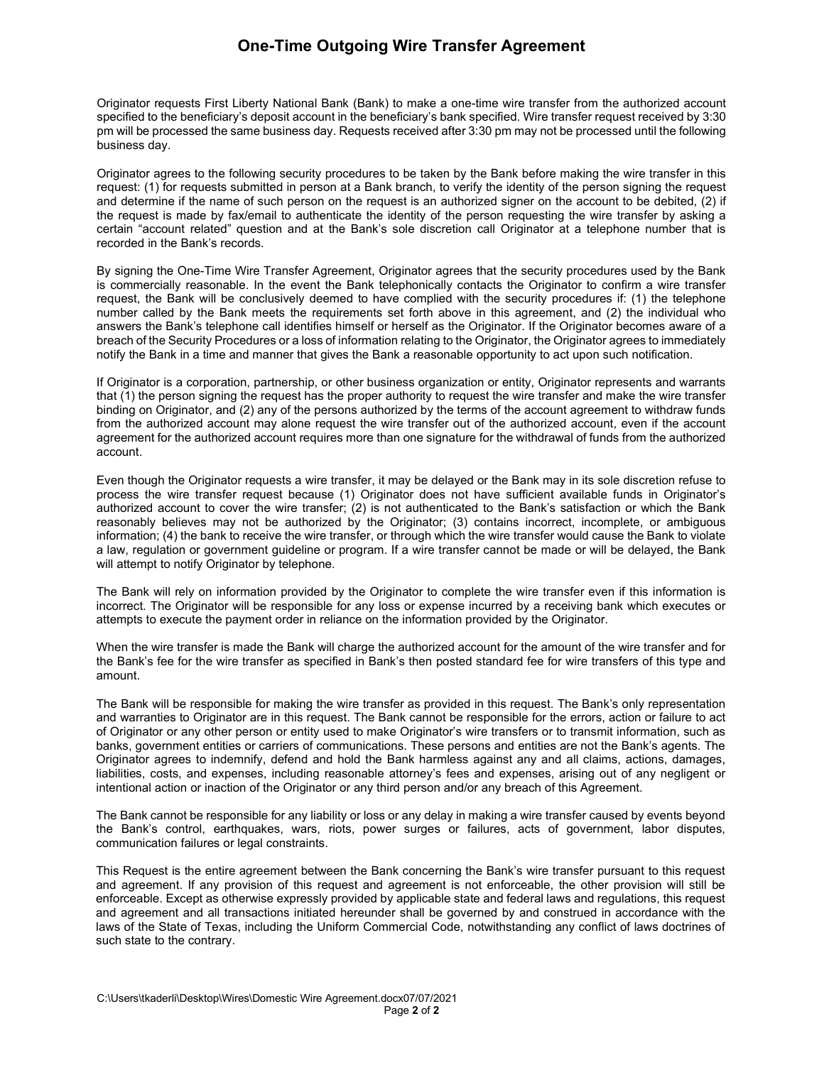# One-Time Outgoing Wire Transfer Agreement

Originator requests First Liberty National Bank (Bank) to make a one-time wire transfer from the authorized account specified to the beneficiary's deposit account in the beneficiary's bank specified. Wire transfer request received by 3:30 pm will be processed the same business day. Requests received after 3:30 pm may not be processed until the following business day.

Originator agrees to the following security procedures to be taken by the Bank before making the wire transfer in this request: (1) for requests submitted in person at a Bank branch, to verify the identity of the person signing the request and determine if the name of such person on the request is an authorized signer on the account to be debited, (2) if the request is made by fax/email to authenticate the identity of the person requesting the wire transfer by asking a certain "account related" question and at the Bank's sole discretion call Originator at a telephone number that is recorded in the Bank's records.

By signing the One-Time Wire Transfer Agreement, Originator agrees that the security procedures used by the Bank is commercially reasonable. In the event the Bank telephonically contacts the Originator to confirm a wire transfer request, the Bank will be conclusively deemed to have complied with the security procedures if: (1) the telephone number called by the Bank meets the requirements set forth above in this agreement, and (2) the individual who answers the Bank's telephone call identifies himself or herself as the Originator. If the Originator becomes aware of a breach of the Security Procedures or a loss of information relating to the Originator, the Originator agrees to immediately notify the Bank in a time and manner that gives the Bank a reasonable opportunity to act upon such notification.

If Originator is a corporation, partnership, or other business organization or entity, Originator represents and warrants that (1) the person signing the request has the proper authority to request the wire transfer and make the wire transfer binding on Originator, and (2) any of the persons authorized by the terms of the account agreement to withdraw funds from the authorized account may alone request the wire transfer out of the authorized account, even if the account agreement for the authorized account requires more than one signature for the withdrawal of funds from the authorized account.

Even though the Originator requests a wire transfer, it may be delayed or the Bank may in its sole discretion refuse to process the wire transfer request because (1) Originator does not have sufficient available funds in Originator's authorized account to cover the wire transfer; (2) is not authenticated to the Bank's satisfaction or which the Bank reasonably believes may not be authorized by the Originator; (3) contains incorrect, incomplete, or ambiguous information; (4) the bank to receive the wire transfer, or through which the wire transfer would cause the Bank to violate a law, regulation or government guideline or program. If a wire transfer cannot be made or will be delayed, the Bank will attempt to notify Originator by telephone.

The Bank will rely on information provided by the Originator to complete the wire transfer even if this information is incorrect. The Originator will be responsible for any loss or expense incurred by a receiving bank which executes or attempts to execute the payment order in reliance on the information provided by the Originator.

When the wire transfer is made the Bank will charge the authorized account for the amount of the wire transfer and for the Bank's fee for the wire transfer as specified in Bank's then posted standard fee for wire transfers of this type and amount.

The Bank will be responsible for making the wire transfer as provided in this request. The Bank's only representation and warranties to Originator are in this request. The Bank cannot be responsible for the errors, action or failure to act of Originator or any other person or entity used to make Originator's wire transfers or to transmit information, such as banks, government entities or carriers of communications. These persons and entities are not the Bank's agents. The Originator agrees to indemnify, defend and hold the Bank harmless against any and all claims, actions, damages, liabilities, costs, and expenses, including reasonable attorney's fees and expenses, arising out of any negligent or intentional action or inaction of the Originator or any third person and/or any breach of this Agreement.

The Bank cannot be responsible for any liability or loss or any delay in making a wire transfer caused by events beyond the Bank's control, earthquakes, wars, riots, power surges or failures, acts of government, labor disputes, communication failures or legal constraints.

This Request is the entire agreement between the Bank concerning the Bank's wire transfer pursuant to this request and agreement. If any provision of this request and agreement is not enforceable, the other provision will still be enforceable. Except as otherwise expressly provided by applicable state and federal laws and regulations, this request and agreement and all transactions initiated hereunder shall be governed by and construed in accordance with the laws of the State of Texas, including the Uniform Commercial Code, notwithstanding any conflict of laws doctrines of such state to the contrary.

C:\Users\tkaderli\Desktop\Wires\Domestic Wire Agreement.docx07/07/2021